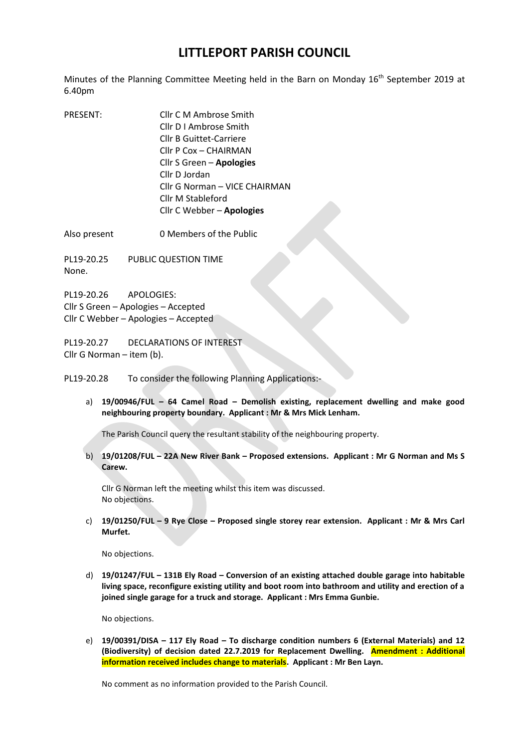# LITTLEPORT PARISH COUNCIL

Minutes of the Planning Committee Meeting held in the Barn on Monday 16th September 2019 at 6.40pm

PRESENT:

- Cllr C M Ambrose Smith
- Cllr D I Ambrose Smith
- Cllr B Guittet-Carriere
- Cllr P Cox – CHAIRMAN
- Cllr S Green – **Apologies**
- Cllr D Jordan
- Cllr G Norman – VICE CHAIRMAN
- Cllr M Stableford
- Cllr C Webber – **Apologies**

Also present: 0 Members of the Public

PL19-20.25 PUBLIC QUESTION TIME
None.

PL19-20.26 APOLOGIES:
Cllr S Green – Apologies – Accepted
Cllr C Webber – Apologies – Accepted

PL19-20.27 DECLARATIONS OF INTEREST
Cllr G Norman – item (b).

PL19-20.28 To consider the following Planning Applications:-

a) **19/00946/FUL – 64 Camel Road – Demolish existing, replacement dwelling and make good neighbouring property boundary. Applicant : Mr & Mrs Mick Lenham.**

   The Parish Council query the resultant stability of the neighbouring property.

b) **19/01208/FUL – 22A New River Bank – Proposed extensions. Applicant : Mr G Norman and Ms S Carew.**

   Cllr G Norman left the meeting whilst this item was discussed.
   No objections.

c) **19/01250/FUL – 9 Rye Close – Proposed single storey rear extension. Applicant : Mr & Mrs Carl Murfet.**

   No objections.

d) **19/01247/FUL – 131B Ely Road – Conversion of an existing attached double garage into habitable living space, reconfigure existing utility and boot room into bathroom and utility and erection of a joined single garage for a truck and storage. Applicant : Mrs Emma Gunbie.**

   No objections.

e) **19/00391/DISA – 117 Ely Road – To discharge condition numbers 6 (External Materials) and 12 (Biodiversity) of decision dated 22.7.2019 for Replacement Dwelling. Amendment : Additional information received includes change to materials. Applicant : Mr Ben Layn.**

   No comment as no information provided to the Parish Council.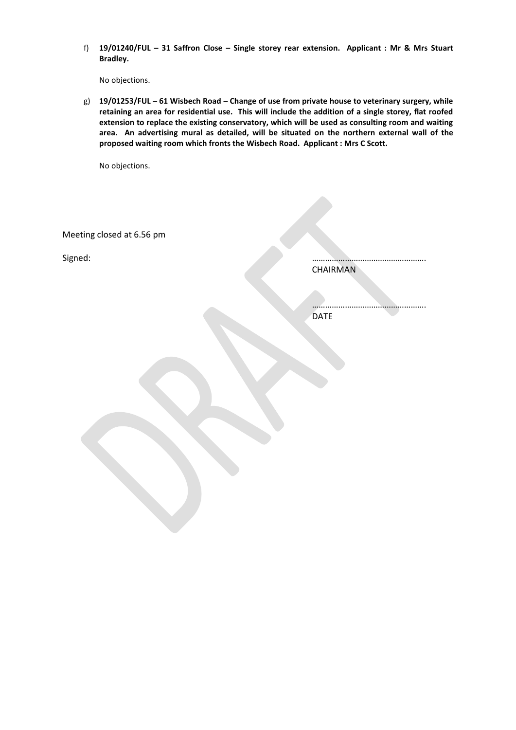f) **19/01240/FUL – 31 Saffron Close – Single storey rear extension. Applicant : Mr & Mrs Stuart Bradley.**

No objections.

g) **19/01253/FUL – 61 Wisbech Road – Change of use from private house to veterinary surgery, while retaining an area for residential use. This will include the addition of a single storey, flat roofed extension to replace the existing conservatory, which will be used as consulting room and waiting area. An advertising mural as detailed, will be situated on the northern external wall of the proposed waiting room which fronts the Wisbech Road. Applicant : Mrs C Scott.**

No objections.

Meeting closed at 6.56 pm

Signed: ……………………………………………
CHAIRMAN

……………………………………………
DATE